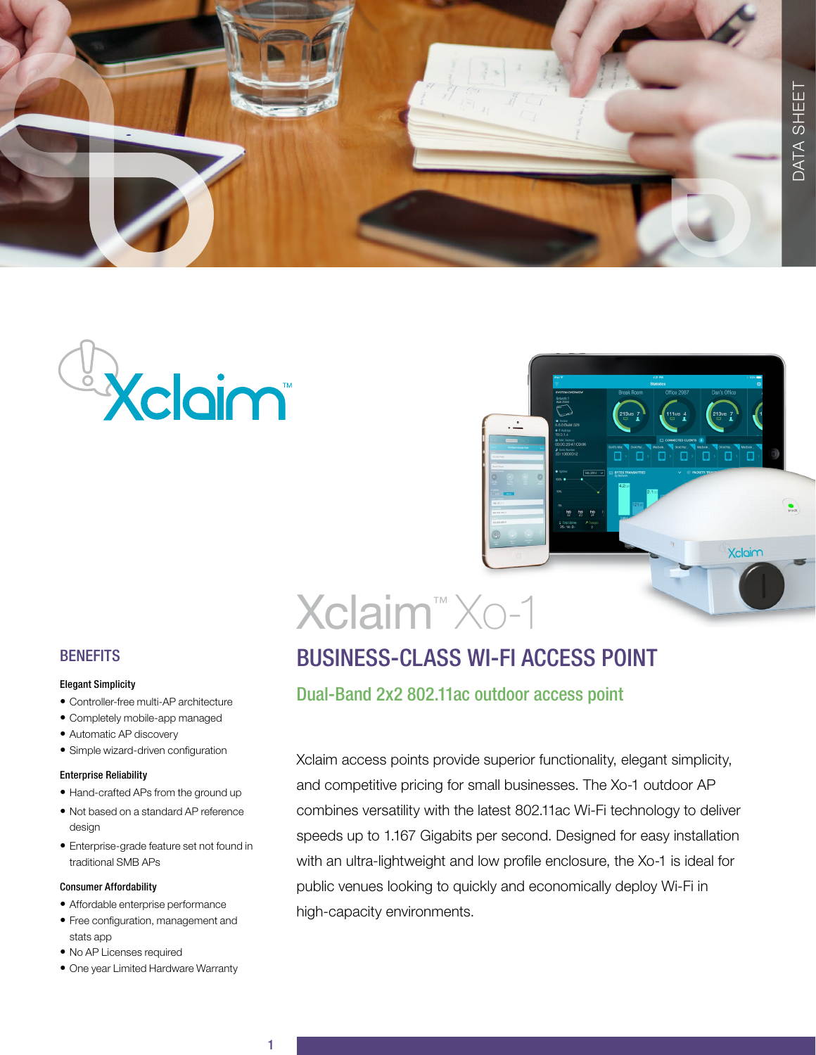DATA SHEET

# Xclaim™ Xo-1

## BUSINESS-CLASS WI-FI ACCESS POINT

### Dual-Band 2x2 802.11ac outdoor access point

Xclaim access points provide superior functionality, elegant simplicity, and competitive pricing for small businesses. The Xo-1 outdoor AP combines versatility with the latest 802.11ac Wi-Fi technology to deliver speeds up to 1.167 Gigabits per second. Designed for easy installation with an ultra-lightweight and low profile enclosure, the Xo-1 is ideal for public venues looking to quickly and economically deploy Wi-Fi in high-capacity environments.

## BENEFITS

**Elegant Simplicity**

- Controller-free multi-AP architecture
- Completely mobile-app managed
- Automatic AP discovery
- Simple wizard-driven configuration

**Enterprise Reliability**

- Hand-crafted APs from the ground up
- Not based on a standard AP reference design
- Enterprise-grade feature set not found in traditional SMB APs

**Consumer Affordability**

- Affordable enterprise performance
- Free configuration, management and stats app
- No AP Licenses required
- One year Limited Hardware Warranty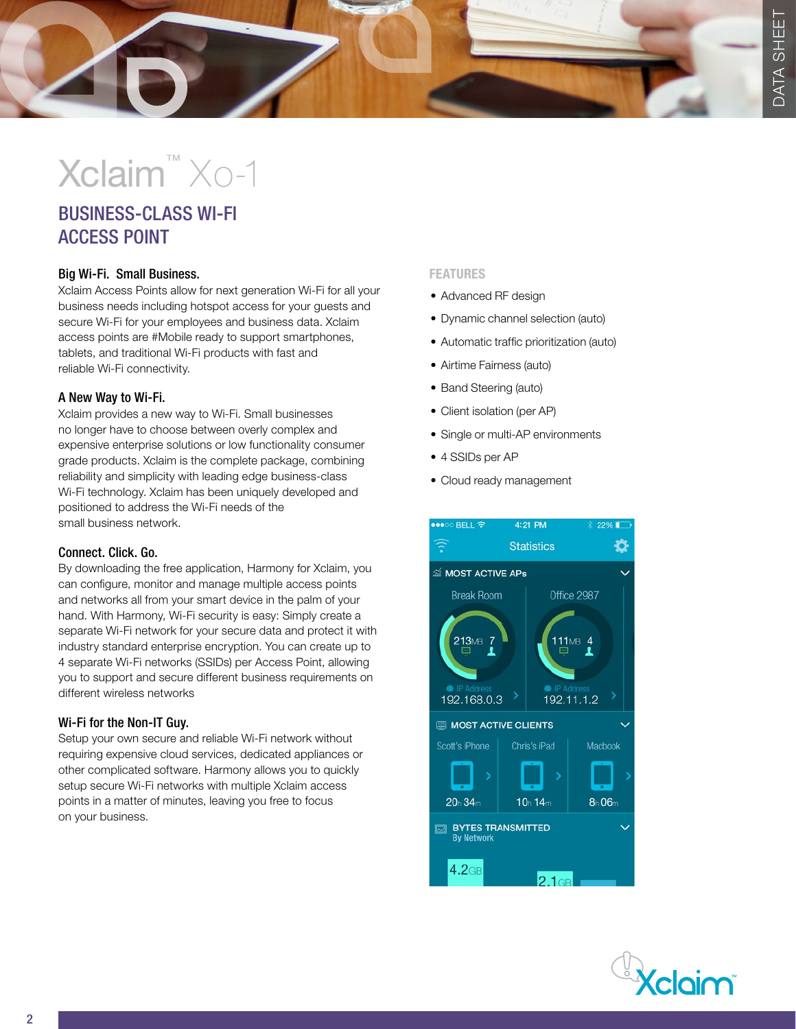# Xclaim™ Xo-1

## BUSINESS-CLASS WI-FI ACCESS POINT

### Big Wi-Fi. Small Business.

Xclaim Access Points allow for next generation Wi-Fi for all your business needs including hotspot access for your guests and secure Wi-Fi for your employees and business data. Xclaim access points are #Mobile ready to support smartphones, tablets, and traditional Wi-Fi products with fast and reliable Wi-Fi connectivity.

### A New Way to Wi-Fi.

Xclaim provides a new way to Wi-Fi. Small businesses no longer have to choose between overly complex and expensive enterprise solutions or low functionality consumer grade products. Xclaim is the complete package, combining reliability and simplicity with leading edge business-class Wi-Fi technology. Xclaim has been uniquely developed and positioned to address the Wi-Fi needs of the small business network.

### Connect. Click. Go.

By downloading the free application, Harmony for Xclaim, you can configure, monitor and manage multiple access points and networks all from your smart device in the palm of your hand. With Harmony, Wi-Fi security is easy: Simply create a separate Wi-Fi network for your secure data and protect it with industry standard enterprise encryption. You can create up to 4 separate Wi-Fi networks (SSIDs) per Access Point, allowing you to support and secure different business requirements on different wireless networks

### Wi-Fi for the Non-IT Guy.

Setup your own secure and reliable Wi-Fi network without requiring expensive cloud services, dedicated appliances or other complicated software. Harmony allows you to quickly setup secure Wi-Fi networks with multiple Xclaim access points in a matter of minutes, leaving you free to focus on your business.

### FEATURES

- Advanced RF design
- Dynamic channel selection (auto)
- Automatic traffic prioritization (auto)
- Airtime Fairness (auto)
- Band Steering (auto)
- Client isolation (per AP)
- Single or multi-AP environments
- 4 SSIDs per AP
- Cloud ready management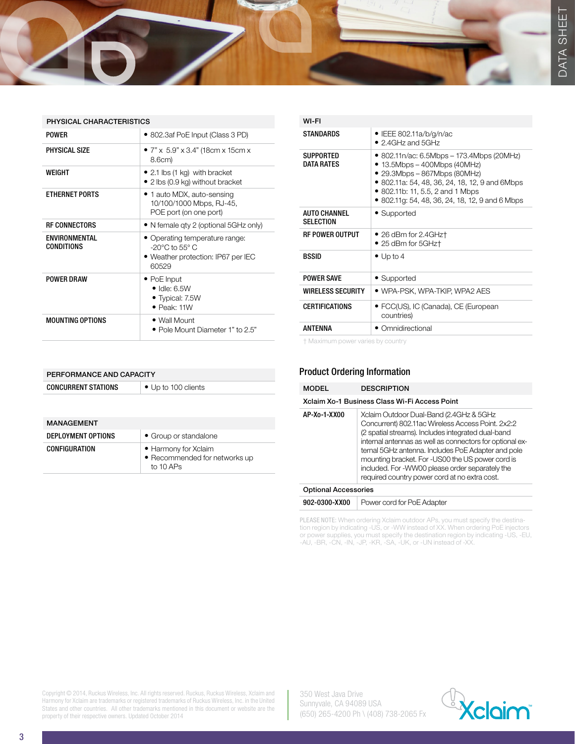| PHYSICAL CHARACTERISTICS | |
|---|---|
| POWER | • 802.3af PoE Input (Class 3 PD) |
| PHYSICAL SIZE | • 7" x 5.9" x 3.4" (18cm x 15cm x 8.6cm) |
| WEIGHT | • 2.1 lbs (1 kg) with bracket<br>• 2 lbs (0.9 kg) without bracket |
| ETHERNET PORTS | • 1 auto MDX, auto-sensing 10/100/1000 Mbps, RJ-45, POE port (on one port) |
| RF CONNECTORS | • N female qty 2 (optional 5GHz only) |
| ENVIRONMENTAL CONDITIONS | • Operating temperature range: -20°C to 55° C<br>• Weather protection: IP67 per IEC 60529 |
| POWER DRAW | • PoE Input<br>• Idle: 6.5W<br>• Typical: 7.5W<br>• Peak: 11W |
| MOUNTING OPTIONS | • Wall Mount<br>• Pole Mount Diameter 1" to 2.5" |

| PERFORMANCE AND CAPACITY | |
|---|---|
| CONCURRENT STATIONS | • Up to 100 clients |

| MANAGEMENT | |
|---|---|
| DEPLOYMENT OPTIONS | • Group or standalone |
| CONFIGURATION | • Harmony for Xclaim<br>• Recommended for networks up to 10 APs |

| WI-FI | |
|---|---|
| STANDARDS | • IEEE 802.11a/b/g/n/ac<br>• 2.4GHz and 5GHz |
| SUPPORTED DATA RATES | • 802.11n/ac: 6.5Mbps – 173.4Mbps (20MHz)<br>• 13.5Mbps – 400Mbps (40MHz)<br>• 29.3Mbps – 867Mbps (80MHz)<br>• 802.11a: 54, 48, 36, 24, 18, 12, 9 and 6Mbps<br>• 802.11b: 11, 5.5, 2 and 1 Mbps<br>• 802.11g: 54, 48, 36, 24, 18, 12, 9 and 6 Mbps |
| AUTO CHANNEL SELECTION | • Supported |
| RF POWER OUTPUT | • 26 dBm for 2.4GHz†<br>• 25 dBm for 5GHz† |
| BSSID | • Up to 4 |
| POWER SAVE | • Supported |
| WIRELESS SECURITY | • WPA-PSK, WPA-TKIP, WPA2 AES |
| CERTIFICATIONS | • FCC(US), IC (Canada), CE (European countries) |
| ANTENNA | • Omnidirectional |

† Maximum power varies by country

## Product Ordering Information

| MODEL | DESCRIPTION |
|---|---|
| **Xclaim Xo-1 Business Class Wi-Fi Access Point** | |
| AP-Xo-1-XX00 | Xclaim Outdoor Dual-Band (2.4GHz & 5GHz Concurrent) 802.11ac Wireless Access Point. 2x2:2 (2 spatial streams). Includes integrated dual-band internal antennas as well as connectors for optional external 5GHz antenna. Includes PoE Adapter and pole mounting bracket. For -US00 the US power cord is included. For -WW00 please order separately the required country power cord at no extra cost. |
| **Optional Accessories** | |
| 902-0300-XX00 | Power cord for PoE Adapter |

PLEASE NOTE: When ordering Xclaim outdoor APs, you must specify the destination region by indicating -US, or -WW instead of XX. When ordering PoE injectors or power supplies, you must specify the destination region by indicating -US, -EU, -AU, -BR, -CN, -IN, -JP, -KR, -SA, -UK, or -UN instead of -XX.

Copyright © 2014, Ruckus Wireless, Inc. All rights reserved. Ruckus, Ruckus Wireless, Xclaim and Harmony for Xclaim are trademarks or registered trademarks of Ruckus Wireless, Inc. in the United States and other countries. All other trademarks mentioned in this document or website are the property of their respective owners. Updated October 2014

350 West Java Drive
Sunnyvale, CA 94089 USA
(650) 265-4200 Ph \ (408) 738-2065 Fx

Xclaim™